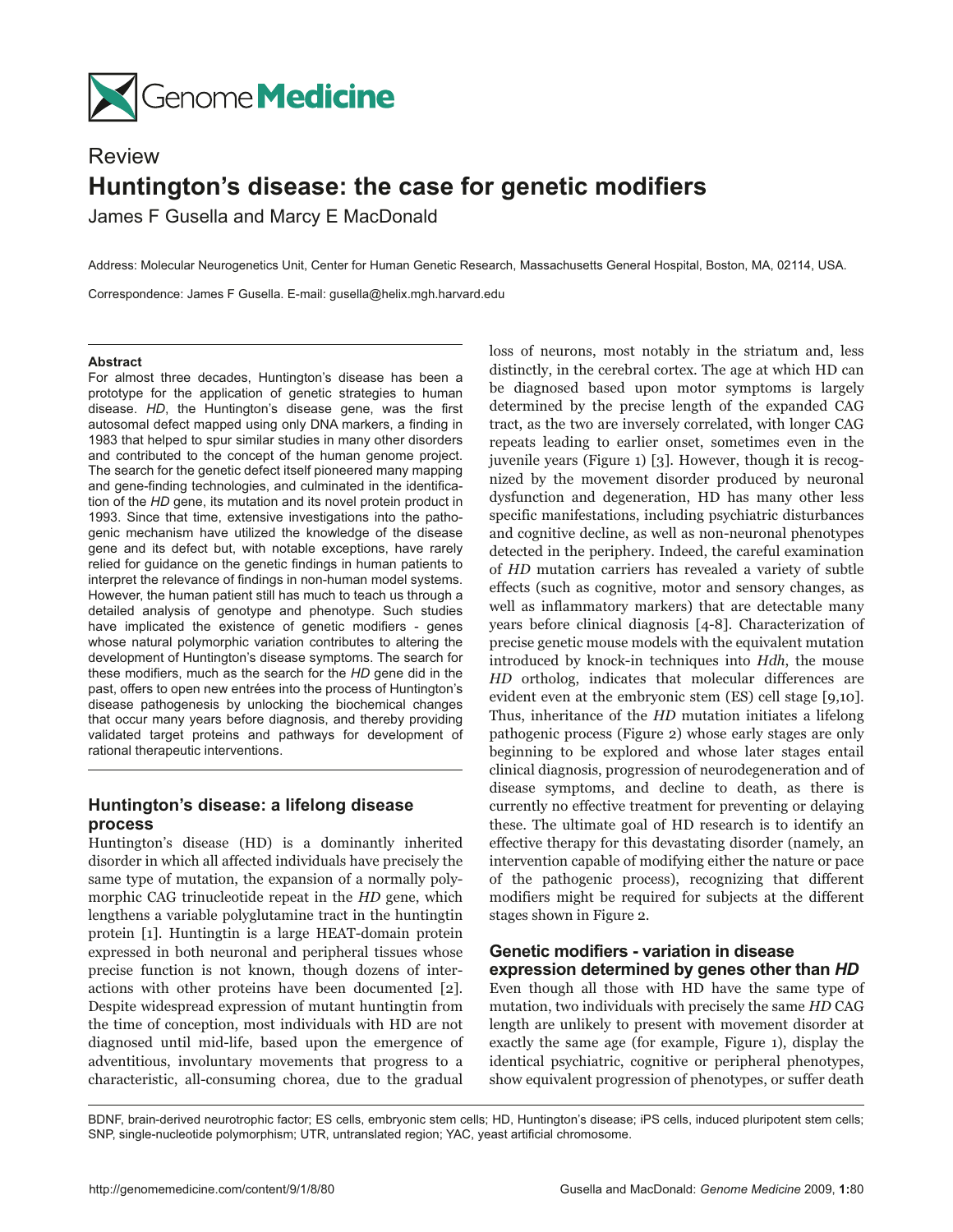Review

# Huntington's disease: the case for genetic modifiers

James F Gusella and Marcy E MacDonald

Address: Molecular Neurogenetics Unit, Center for Human Genetic Research, Massachusetts General Hospital, Boston, MA, 02114, USA.

Correspondence: James F Gusella. E-mail: gusella@helix.mgh.harvard.edu

**Abstract**

For almost three decades, Huntington's disease has been a prototype for the application of genetic strategies to human disease. *HD*, the Huntington's disease gene, was the first autosomal defect mapped using only DNA markers, a finding in 1983 that helped to spur similar studies in many other disorders and contributed to the concept of the human genome project. The search for the genetic defect itself pioneered many mapping and gene-finding technologies, and culminated in the identification of the *HD* gene, its mutation and its novel protein product in 1993. Since that time, extensive investigations into the pathogenic mechanism have utilized the knowledge of the disease gene and its defect but, with notable exceptions, have rarely relied for guidance on the genetic findings in human patients to interpret the relevance of findings in non-human model systems. However, the human patient still has much to teach us through a detailed analysis of genotype and phenotype. Such studies have implicated the existence of genetic modifiers - genes whose natural polymorphic variation contributes to altering the development of Huntington's disease symptoms. The search for these modifiers, much as the search for the *HD* gene did in the past, offers to open new entrées into the process of Huntington's disease pathogenesis by unlocking the biochemical changes that occur many years before diagnosis, and thereby providing validated target proteins and pathways for development of rational therapeutic interventions.

## Huntington's disease: a lifelong disease process

Huntington's disease (HD) is a dominantly inherited disorder in which all affected individuals have precisely the same type of mutation, the expansion of a normally polymorphic CAG trinucleotide repeat in the *HD* gene, which lengthens a variable polyglutamine tract in the huntingtin protein [1]. Huntingtin is a large HEAT-domain protein expressed in both neuronal and peripheral tissues whose precise function is not known, though dozens of interactions with other proteins have been documented [2]. Despite widespread expression of mutant huntingtin from the time of conception, most individuals with HD are not diagnosed until mid-life, based upon the emergence of adventitious, involuntary movements that progress to a characteristic, all-consuming chorea, due to the gradual loss of neurons, most notably in the striatum and, less distinctly, in the cerebral cortex. The age at which HD can be diagnosed based upon motor symptoms is largely determined by the precise length of the expanded CAG tract, as the two are inversely correlated, with longer CAG repeats leading to earlier onset, sometimes even in the juvenile years (Figure 1) [3]. However, though it is recognized by the movement disorder produced by neuronal dysfunction and degeneration, HD has many other less specific manifestations, including psychiatric disturbances and cognitive decline, as well as non-neuronal phenotypes detected in the periphery. Indeed, the careful examination of *HD* mutation carriers has revealed a variety of subtle effects (such as cognitive, motor and sensory changes, as well as inflammatory markers) that are detectable many years before clinical diagnosis [4-8]. Characterization of precise genetic mouse models with the equivalent mutation introduced by knock-in techniques into *Hdh*, the mouse *HD* ortholog, indicates that molecular differences are evident even at the embryonic stem (ES) cell stage [9,10]. Thus, inheritance of the *HD* mutation initiates a lifelong pathogenic process (Figure 2) whose early stages are only beginning to be explored and whose later stages entail clinical diagnosis, progression of neurodegeneration and of disease symptoms, and decline to death, as there is currently no effective treatment for preventing or delaying these. The ultimate goal of HD research is to identify an effective therapy for this devastating disorder (namely, an intervention capable of modifying either the nature or pace of the pathogenic process), recognizing that different modifiers might be required for subjects at the different stages shown in Figure 2.

## Genetic modifiers - variation in disease expression determined by genes other than *HD*

Even though all those with HD have the same type of mutation, two individuals with precisely the same *HD* CAG length are unlikely to present with movement disorder at exactly the same age (for example, Figure 1), display the identical psychiatric, cognitive or peripheral phenotypes, show equivalent progression of phenotypes, or suffer death

BDNF, brain-derived neurotrophic factor; ES cells, embryonic stem cells; HD, Huntington's disease; iPS cells, induced pluripotent stem cells; SNP, single-nucleotide polymorphism; UTR, untranslated region; YAC, yeast artificial chromosome.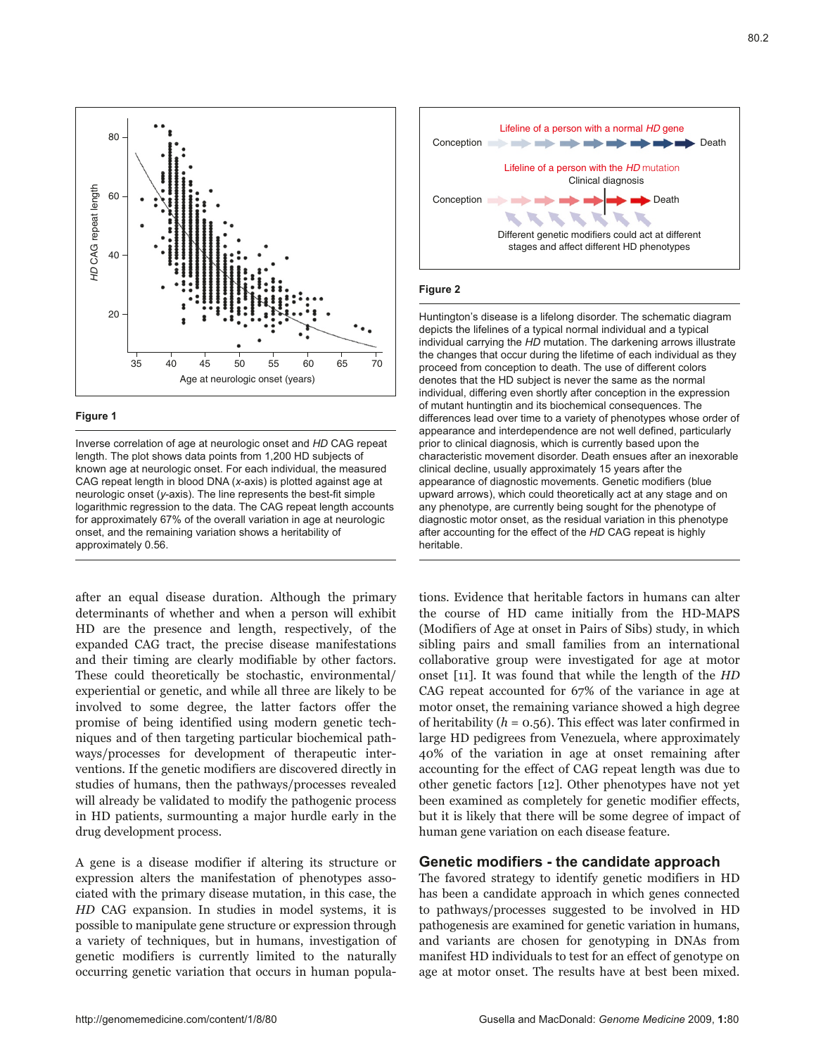80

60

40

20

HD CAG repeat length

35 40 45 50 55 60 65 70

Age at neurologic onset (years)

**Figure 1**

Inverse correlation of age at neurologic onset and *HD* CAG repeat length. The plot shows data points from 1,200 HD subjects of known age at neurologic onset. For each individual, the measured CAG repeat length in blood DNA (*x*-axis) is plotted against age at neurologic onset (*y*-axis). The line represents the best-fit simple logarithmic regression to the data. The CAG repeat length accounts for approximately 67% of the overall variation in age at neurologic onset, and the remaining variation shows a heritability of approximately 0.56.

Lifeline of a person with a normal *HD* gene

Conception → Death

Lifeline of a person with the *HD* mutation

Clinical diagnosis

Conception → Death

Different genetic modifiers could act at different stages and affect different HD phenotypes

**Figure 2**

Huntington's disease is a lifelong disorder. The schematic diagram depicts the lifelines of a typical normal individual and a typical individual carrying the *HD* mutation. The darkening arrows illustrate the changes that occur during the lifetime of each individual as they proceed from conception to death. The use of different colors denotes that the HD subject is never the same as the normal individual, differing even shortly after conception in the expression of mutant huntingtin and its biochemical consequences. The differences lead over time to a variety of phenotypes whose order of appearance and interdependence are not well defined, particularly prior to clinical diagnosis, which is currently based upon the characteristic movement disorder. Death ensues after an inexorable clinical decline, usually approximately 15 years after the appearance of diagnostic movements. Genetic modifiers (blue upward arrows), which could theoretically act at any stage and on any phenotype, are currently being sought for the phenotype of diagnostic motor onset, as the residual variation in this phenotype after accounting for the effect of the *HD* CAG repeat is highly heritable.

after an equal disease duration. Although the primary determinants of whether and when a person will exhibit HD are the presence and length, respectively, of the expanded CAG tract, the precise disease manifestations and their timing are clearly modifiable by other factors. These could theoretically be stochastic, environmental/experiential or genetic, and while all three are likely to be involved to some degree, the latter factors offer the promise of being identified using modern genetic techniques and of then targeting particular biochemical pathways/processes for development of therapeutic interventions. If the genetic modifiers are discovered directly in studies of humans, then the pathways/processes revealed will already be validated to modify the pathogenic process in HD patients, surmounting a major hurdle early in the drug development process.

A gene is a disease modifier if altering its structure or expression alters the manifestation of phenotypes associated with the primary disease mutation, in this case, the *HD* CAG expansion. In studies in model systems, it is possible to manipulate gene structure or expression through a variety of techniques, but in humans, investigation of genetic modifiers is currently limited to the naturally occurring genetic variation that occurs in human populations. Evidence that heritable factors in humans can alter the course of HD came initially from the HD-MAPS (Modifiers of Age at onset in Pairs of Sibs) study, in which sibling pairs and small families from an international collaborative group were investigated for age at motor onset [11]. It was found that while the length of the *HD* CAG repeat accounted for 67% of the variance in age at motor onset, the remaining variance showed a high degree of heritability ($h = 0.56$). This effect was later confirmed in large HD pedigrees from Venezuela, where approximately 40% of the variation in age at onset remaining after accounting for the effect of CAG repeat length was due to other genetic factors [12]. Other phenotypes have not yet been examined as completely for genetic modifier effects, but it is likely that there will be some degree of impact of human gene variation on each disease feature.

## Genetic modifiers - the candidate approach

The favored strategy to identify genetic modifiers in HD has been a candidate approach in which genes connected to pathways/processes suggested to be involved in HD pathogenesis are examined for genetic variation in humans, and variants are chosen for genotyping in DNAs from manifest HD individuals to test for an effect of genotype on age at motor onset. The results have at best been mixed.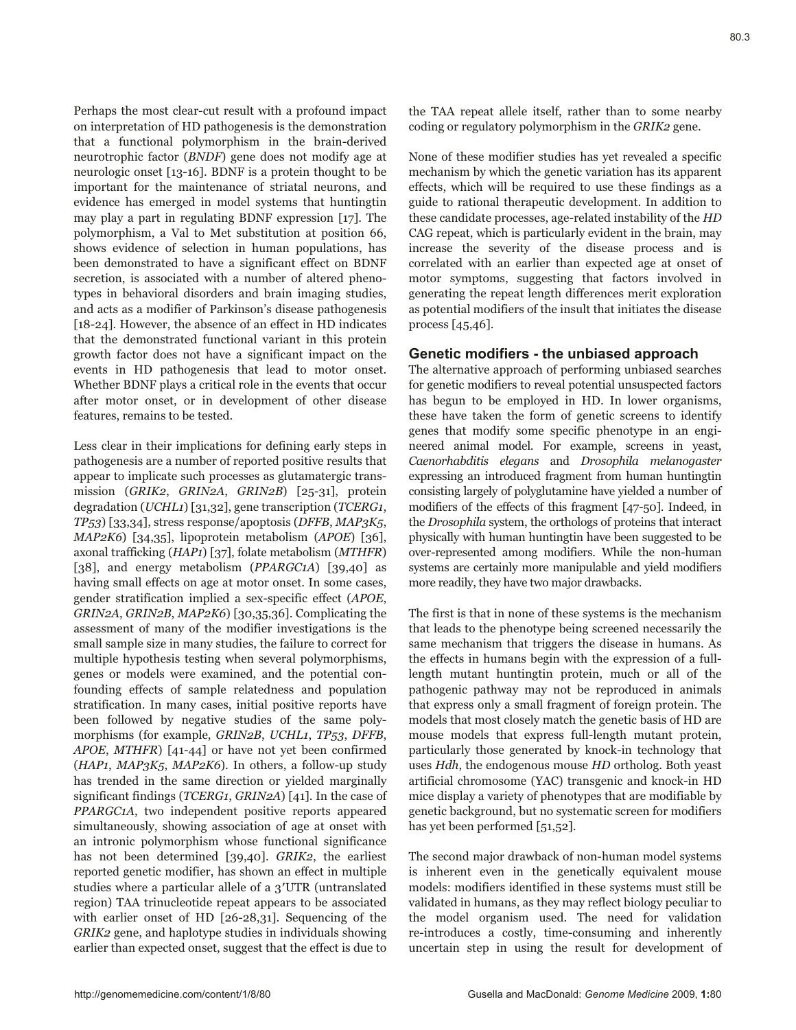Perhaps the most clear-cut result with a profound impact on interpretation of HD pathogenesis is the demonstration that a functional polymorphism in the brain-derived neurotrophic factor (*BNDF*) gene does not modify age at neurologic onset [13-16]. BDNF is a protein thought to be important for the maintenance of striatal neurons, and evidence has emerged in model systems that huntingtin may play a part in regulating BDNF expression [17]. The polymorphism, a Val to Met substitution at position 66, shows evidence of selection in human populations, has been demonstrated to have a significant effect on BDNF secretion, is associated with a number of altered phenotypes in behavioral disorders and brain imaging studies, and acts as a modifier of Parkinson's disease pathogenesis [18-24]. However, the absence of an effect in HD indicates that the demonstrated functional variant in this protein growth factor does not have a significant impact on the events in HD pathogenesis that lead to motor onset. Whether BDNF plays a critical role in the events that occur after motor onset, or in development of other disease features, remains to be tested.

Less clear in their implications for defining early steps in pathogenesis are a number of reported positive results that appear to implicate such processes as glutamatergic transmission (*GRIK2*, *GRIN2A*, *GRIN2B*) [25-31], protein degradation (*UCHL1*) [31,32], gene transcription (*TCERG1*, *TP53*) [33,34], stress response/apoptosis (*DFFB*, *MAP3K5*, *MAP2K6*) [34,35], lipoprotein metabolism (*APOE*) [36], axonal trafficking (*HAP1*) [37], folate metabolism (*MTHFR*) [38], and energy metabolism (*PPARGC1A*) [39,40] as having small effects on age at motor onset. In some cases, gender stratification implied a sex-specific effect (*APOE*, *GRIN2A*, *GRIN2B*, *MAP2K6*) [30,35,36]. Complicating the assessment of many of the modifier investigations is the small sample size in many studies, the failure to correct for multiple hypothesis testing when several polymorphisms, genes or models were examined, and the potential confounding effects of sample relatedness and population stratification. In many cases, initial positive reports have been followed by negative studies of the same polymorphisms (for example, *GRIN2B*, *UCHL1*, *TP53*, *DFFB*, *APOE*, *MTHFR*) [41-44] or have not yet been confirmed (*HAP1*, *MAP3K5*, *MAP2K6*). In others, a follow-up study has trended in the same direction or yielded marginally significant findings (*TCERG1*, *GRIN2A*) [41]. In the case of *PPARGC1A*, two independent positive reports appeared simultaneously, showing association of age at onset with an intronic polymorphism whose functional significance has not been determined [39,40]. *GRIK2*, the earliest reported genetic modifier, has shown an effect in multiple studies where a particular allele of a 3′UTR (untranslated region) TAA trinucleotide repeat appears to be associated with earlier onset of HD [26-28,31]. Sequencing of the *GRIK2* gene, and haplotype studies in individuals showing earlier than expected onset, suggest that the effect is due to the TAA repeat allele itself, rather than to some nearby coding or regulatory polymorphism in the *GRIK2* gene.

None of these modifier studies has yet revealed a specific mechanism by which the genetic variation has its apparent effects, which will be required to use these findings as a guide to rational therapeutic development. In addition to these candidate processes, age-related instability of the *HD* CAG repeat, which is particularly evident in the brain, may increase the severity of the disease process and is correlated with an earlier than expected age at onset of motor symptoms, suggesting that factors involved in generating the repeat length differences merit exploration as potential modifiers of the insult that initiates the disease process [45,46].

## Genetic modifiers - the unbiased approach

The alternative approach of performing unbiased searches for genetic modifiers to reveal potential unsuspected factors has begun to be employed in HD. In lower organisms, these have taken the form of genetic screens to identify genes that modify some specific phenotype in an engineered animal model. For example, screens in yeast, *Caenorhabditis elegans* and *Drosophila melanogaster* expressing an introduced fragment from human huntingtin consisting largely of polyglutamine have yielded a number of modifiers of the effects of this fragment [47-50]. Indeed, in the *Drosophila* system, the orthologs of proteins that interact physically with human huntingtin have been suggested to be over-represented among modifiers. While the non-human systems are certainly more manipulable and yield modifiers more readily, they have two major drawbacks.

The first is that in none of these systems is the mechanism that leads to the phenotype being screened necessarily the same mechanism that triggers the disease in humans. As the effects in humans begin with the expression of a full-length mutant huntingtin protein, much or all of the pathogenic pathway may not be reproduced in animals that express only a small fragment of foreign protein. The models that most closely match the genetic basis of HD are mouse models that express full-length mutant protein, particularly those generated by knock-in technology that uses *Hdh*, the endogenous mouse *HD* ortholog. Both yeast artificial chromosome (YAC) transgenic and knock-in HD mice display a variety of phenotypes that are modifiable by genetic background, but no systematic screen for modifiers has yet been performed [51,52].

The second major drawback of non-human model systems is inherent even in the genetically equivalent mouse models: modifiers identified in these systems must still be validated in humans, as they may reflect biology peculiar to the model organism used. The need for validation re-introduces a costly, time-consuming and inherently uncertain step in using the result for development of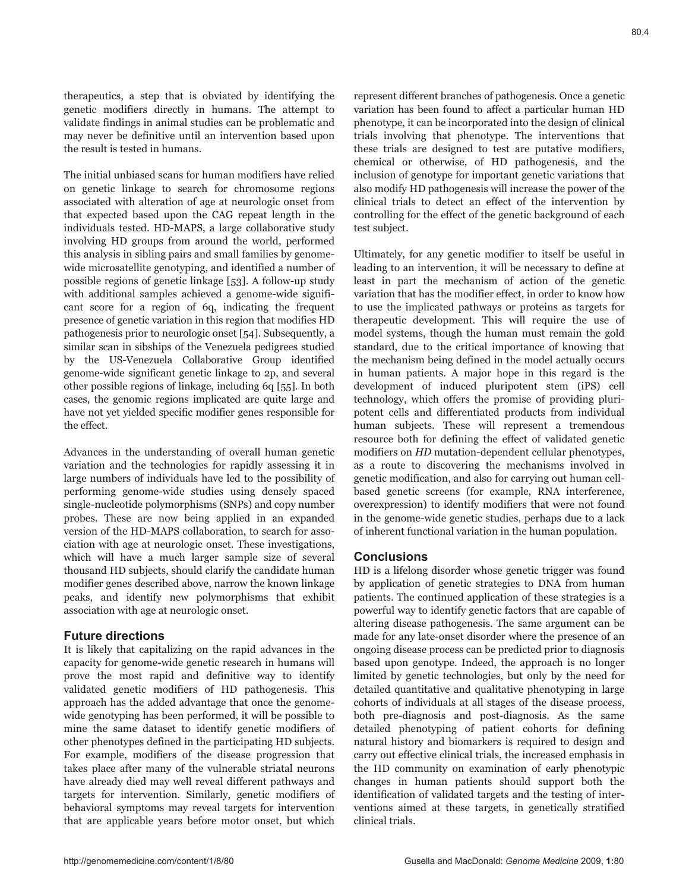therapeutics, a step that is obviated by identifying the genetic modifiers directly in humans. The attempt to validate findings in animal studies can be problematic and may never be definitive until an intervention based upon the result is tested in humans.

The initial unbiased scans for human modifiers have relied on genetic linkage to search for chromosome regions associated with alteration of age at neurologic onset from that expected based upon the CAG repeat length in the individuals tested. HD-MAPS, a large collaborative study involving HD groups from around the world, performed this analysis in sibling pairs and small families by genome-wide microsatellite genotyping, and identified a number of possible regions of genetic linkage [53]. A follow-up study with additional samples achieved a genome-wide significant score for a region of 6q, indicating the frequent presence of genetic variation in this region that modifies HD pathogenesis prior to neurologic onset [54]. Subsequently, a similar scan in sibships of the Venezuela pedigrees studied by the US-Venezuela Collaborative Group identified genome-wide significant genetic linkage to 2p, and several other possible regions of linkage, including 6q [55]. In both cases, the genomic regions implicated are quite large and have not yet yielded specific modifier genes responsible for the effect.

Advances in the understanding of overall human genetic variation and the technologies for rapidly assessing it in large numbers of individuals have led to the possibility of performing genome-wide studies using densely spaced single-nucleotide polymorphisms (SNPs) and copy number probes. These are now being applied in an expanded version of the HD-MAPS collaboration, to search for association with age at neurologic onset. These investigations, which will have a much larger sample size of several thousand HD subjects, should clarify the candidate human modifier genes described above, narrow the known linkage peaks, and identify new polymorphisms that exhibit association with age at neurologic onset.

## Future directions

It is likely that capitalizing on the rapid advances in the capacity for genome-wide genetic research in humans will prove the most rapid and definitive way to identify validated genetic modifiers of HD pathogenesis. This approach has the added advantage that once the genome-wide genotyping has been performed, it will be possible to mine the same dataset to identify genetic modifiers of other phenotypes defined in the participating HD subjects. For example, modifiers of the disease progression that takes place after many of the vulnerable striatal neurons have already died may well reveal different pathways and targets for intervention. Similarly, genetic modifiers of behavioral symptoms may reveal targets for intervention that are applicable years before motor onset, but which represent different branches of pathogenesis. Once a genetic variation has been found to affect a particular human HD phenotype, it can be incorporated into the design of clinical trials involving that phenotype. The interventions that these trials are designed to test are putative modifiers, chemical or otherwise, of HD pathogenesis, and the inclusion of genotype for important genetic variations that also modify HD pathogenesis will increase the power of the clinical trials to detect an effect of the intervention by controlling for the effect of the genetic background of each test subject.

Ultimately, for any genetic modifier to itself be useful in leading to an intervention, it will be necessary to define at least in part the mechanism of action of the genetic variation that has the modifier effect, in order to know how to use the implicated pathways or proteins as targets for therapeutic development. This will require the use of model systems, though the human must remain the gold standard, due to the critical importance of knowing that the mechanism being defined in the model actually occurs in human patients. A major hope in this regard is the development of induced pluripotent stem (iPS) cell technology, which offers the promise of providing pluripotent cells and differentiated products from individual human subjects. These will represent a tremendous resource both for defining the effect of validated genetic modifiers on *HD* mutation-dependent cellular phenotypes, as a route to discovering the mechanisms involved in genetic modification, and also for carrying out human cell-based genetic screens (for example, RNA interference, overexpression) to identify modifiers that were not found in the genome-wide genetic studies, perhaps due to a lack of inherent functional variation in the human population.

## Conclusions

HD is a lifelong disorder whose genetic trigger was found by application of genetic strategies to DNA from human patients. The continued application of these strategies is a powerful way to identify genetic factors that are capable of altering disease pathogenesis. The same argument can be made for any late-onset disorder where the presence of an ongoing disease process can be predicted prior to diagnosis based upon genotype. Indeed, the approach is no longer limited by genetic technologies, but only by the need for detailed quantitative and qualitative phenotyping in large cohorts of individuals at all stages of the disease process, both pre-diagnosis and post-diagnosis. As the same detailed phenotyping of patient cohorts for defining natural history and biomarkers is required to design and carry out effective clinical trials, the increased emphasis in the HD community on examination of early phenotypic changes in human patients should support both the identification of validated targets and the testing of interventions aimed at these targets, in genetically stratified clinical trials.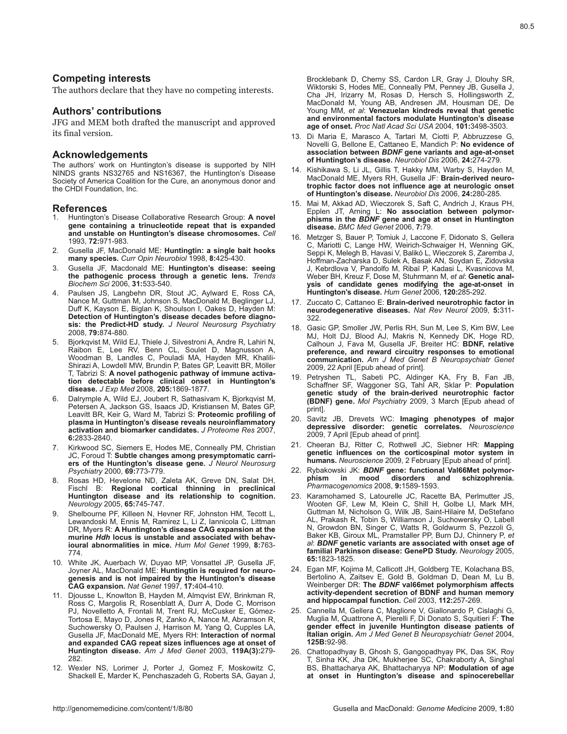## Competing interests

The authors declare that they have no competing interests.

## Authors' contributions

JFG and MEM both drafted the manuscript and approved its final version.

## Acknowledgements

The authors' work on Huntington's disease is supported by NIH NINDS grants NS32765 and NS16367, the Huntington's Disease Society of America Coalition for the Cure, an anonymous donor and the CHDI Foundation, Inc.

## References

1. Huntington's Disease Collaborative Research Group: **A novel gene containing a trinucleotide repeat that is expanded and unstable on Huntington's disease chromosomes.** *Cell* 1993, **72:**971-983.
2. Gusella JF, MacDonald ME: **Huntingtin: a single bait hooks many species.** *Curr Opin Neurobiol* 1998, **8:**425-430.
3. Gusella JF, Macdonald ME: **Huntington's disease: seeing the pathogenic process through a genetic lens.** *Trends Biochem Sci* 2006, **31:**533-540.
4. Paulsen JS, Langbehn DR, Stout JC, Aylward E, Ross CA, Nance M, Guttman M, Johnson S, MacDonald M, Beglinger LJ, Duff K, Kayson E, Biglan K, Shoulson I, Oakes D, Hayden M: **Detection of Huntington's disease decades before diagnosis: the Predict-HD study.** *J Neurol Neurosurg Psychiatry* 2008, **79:**874-880.
5. Bjorkqvist M, Wild EJ, Thiele J, Silvestroni A, Andre R, Lahiri N, Raibon E, Lee RV, Benn CL, Soulet D, Magnusson A, Woodman B, Landles C, Pouladi MA, Hayden MR, Khalili-Shirazi A, Lowdell MW, Brundin P, Bates GP, Leavitt BR, Möller T, Tabrizi S: **A novel pathogenic pathway of immune activation detectable before clinical onset in Huntington's disease.** *J Exp Med* 2008, **205:**1869-1877.
6. Dalrymple A, Wild EJ, Joubert R, Sathasivam K, Bjorkqvist M, Petersen A, Jackson GS, Isaacs JD, Kristiansen M, Bates GP, Leavitt BR, Keir G, Ward M, Tabrizi S: **Proteomic profiling of plasma in Huntington's disease reveals neuroinflammatory activation and biomarker candidates.** *J Proteome Res* 2007, **6:**2833-2840.
7. Kirkwood SC, Siemers E, Hodes ME, Conneally PM, Christian JC, Foroud T: **Subtle changes among presymptomatic carriers of the Huntington's disease gene.** *J Neurol Neurosurg Psychiatry* 2000, **69:**773-779.
8. Rosas HD, Hevelone ND, Zaleta AK, Greve DN, Salat DH, Fischl B: **Regional cortical thinning in preclinical Huntington disease and its relationship to cognition.** *Neurology* 2005, **65:**745-747.
9. Shelbourne PF, Killeen N, Hevner RF, Johnston HM, Tecott L, Lewandoski M, Ennis M, Ramirez L, Li Z, Iannicola C, Littman DR, Myers R: **A Huntington's disease CAG expansion at the murine *Hdh* locus is unstable and associated with behavioural abnormalities in mice.** *Hum Mol Genet* 1999, **8:**763-774.
10. White JK, Auerbach W, Duyao MP, Vonsattel JP, Gusella JF, Joyner AL, MacDonald ME: **Huntingtin is required for neurogenesis and is not impaired by the Huntington's disease CAG expansion.** *Nat Genet* 1997, **17:**404-410.
11. Djousse L, Knowlton B, Hayden M, Almqvist EW, Brinkman R, Ross C, Margolis R, Rosenblatt A, Durr A, Dode C, Morrison PJ, Novelletto A, Frontali M, Trent RJ, McCusker E, Gómez-Tortosa E, Mayo D, Jones R, Zanko A, Nance M, Abramson R, Suchowersky O, Paulsen J, Harrison M, Yang Q, Cupples LA, Gusella JF, MacDonald ME, Myers RH: **Interaction of normal and expanded CAG repeat sizes influences age at onset of Huntington disease.** *Am J Med Genet* 2003, **119A(3):**279-282.
12. Wexler NS, Lorimer J, Porter J, Gomez F, Moskowitz C, Shackell E, Marder K, Penchaszadeh G, Roberts SA, Gayan J, Brocklebank D, Cherny SS, Cardon LR, Gray J, Dlouhy SR, Wiktorski S, Hodes ME, Conneally PM, Penney JB, Gusella J, Cha JH, Irizarry M, Rosas D, Hersch S, Hollingsworth Z, MacDonald M, Young AB, Andresen JM, Housman DE, De Young MM, *et al*: **Venezuelan kindreds reveal that genetic and environmental factors modulate Huntington's disease age of onset.** *Proc Natl Acad Sci USA* 2004, **101:**3498-3503.
13. Di Maria E, Marasco A, Tartari M, Ciotti P, Abbruzzese G, Novelli G, Bellone E, Cattaneo E, Mandich P: **No evidence of association between *BDNF* gene variants and age-at-onset of Huntington's disease.** *Neurobiol Dis* 2006, **24:**274-279.
14. Kishikawa S, Li JL, Gillis T, Hakky MM, Warby S, Hayden M, MacDonald ME, Myers RH, Gusella JF: **Brain-derived neurotrophic factor does not influence age at neurologic onset of Huntington's disease.** *Neurobiol Dis* 2006, **24:**280-285.
15. Mai M, Akkad AD, Wieczorek S, Saft C, Andrich J, Kraus PH, Epplen JT, Arning L: **No association between polymorphisms in the *BDNF* gene and age at onset in Huntington disease.** *BMC Med Genet* 2006, **7:**79.
16. Metzger S, Bauer P, Tomiuk J, Laccone F, Didonato S, Gellera C, Mariotti C, Lange HW, Weirich-Schwaiger H, Wenning GK, Seppi K, Melegh B, Havasi V, Balikó L, Wieczorek S, Zaremba J, Hoffman-Zacharska D, Sulek A, Basak AN, Soydan E, Zidovska J, Kebrdlova V, Pandolfo M, Ribaï P, Kadasi L, Kvasnicova M, Weber BH, Kreuz F, Dose M, Stuhrmann M, *et al*: **Genetic analysis of candidate genes modifying the age-at-onset in Huntington's disease.** *Hum Genet* 2006, **120:**285-292.
17. Zuccato C, Cattaneo E: **Brain-derived neurotrophic factor in neurodegenerative diseases.** *Nat Rev Neurol* 2009, **5:**311-322.
18. Gasic GP, Smoller JW, Perlis RH, Sun M, Lee S, Kim BW, Lee MJ, Holt DJ, Blood AJ, Makris N, Kennedy DK, Hoge RD, Calhoun J, Fava M, Gusella JF, Breiter HC: **BDNF, relative preference, and reward circuitry responses to emotional communication.** *Am J Med Genet B Neuropsychiatr Genet* 2009, 22 April [Epub ahead of print].
19. Petryshen TL, Sabeti PC, Aldinger KA, Fry B, Fan JB, Schaffner SF, Waggoner SG, Tahl AR, Sklar P: **Population genetic study of the brain-derived neurotrophic factor (BDNF) gene.** *Mol Psychiatry* 2009, 3 March [Epub ahead of print].
20. Savitz JB, Drevets WC: **Imaging phenotypes of major depressive disorder: genetic correlates.** *Neuroscience* 2009, 7 April [Epub ahead of print].
21. Cheeran BJ, Ritter C, Rothwell JC, Siebner HR: **Mapping genetic influences on the corticospinal motor system in humans.** *Neuroscience* 2009, 2 February [Epub ahead of print].
22. Rybakowski JK: ***BDNF* gene: functional Val66Met polymorphism in mood disorders and schizophrenia.** *Pharmacogenomics* 2008, **9:**1589-1593.
23. Karamohamed S, Latourelle JC, Racette BA, Perlmutter JS, Wooten GF, Lew M, Klein C, Shill H, Golbe LI, Mark MH, Guttman M, Nicholson G, Wilk JB, Saint-Hilaire M, DeStefano AL, Prakash R, Tobin S, Williamson J, Suchowersky O, Labell N, Growdon BN, Singer C, Watts R, Goldwurm S, Pezzoli G, Baker KB, Giroux ML, Pramstaller PP, Burn DJ, Chinnery P, *et al*: ***BDNF* genetic variants are associated with onset age of familial Parkinson disease: GenePD Study.** *Neurology* 2005, **65:**1823-1825.
24. Egan MF, Kojima M, Callicott JH, Goldberg TE, Kolachana BS, Bertolino A, Zaitsev E, Gold B, Goldman D, Dean M, Lu B, Weinberger DR: **The *BDNF* val66met polymorphism affects activity-dependent secretion of BDNF and human memory and hippocampal function.** *Cell* 2003, **112:**257-269.
25. Cannella M, Gellera C, Maglione V, Giallonardo P, Cislaghi G, Muglia M, Quattrone A, Pierelli F, Di Donato S, Squitieri F: **The gender effect in juvenile Huntington disease patients of Italian origin.** *Am J Med Genet B Neuropsychiatr Genet* 2004, **125B:**92-98.
26. Chattopadhyay B, Ghosh S, Gangopadhyay PK, Das SK, Roy T, Sinha KK, Jha DK, Mukherjee SC, Chakraborty A, Singhal BS, Bhattacharya AK, Bhattacharyya NP: **Modulation of age at onset in Huntington's disease and spinocerebellar**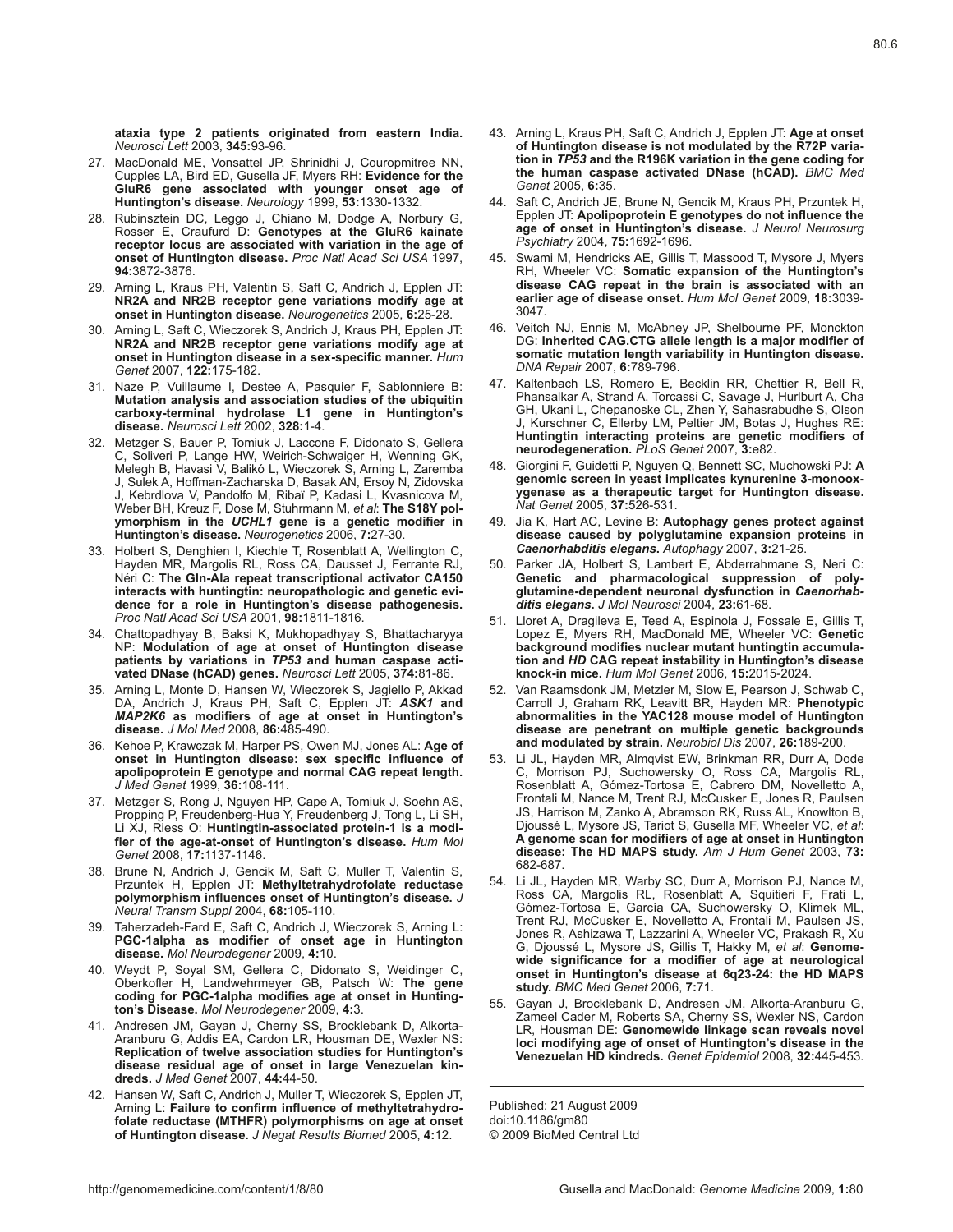**ataxia type 2 patients originated from eastern India.** *Neurosci Lett* 2003, **345:**93-96.

27. MacDonald ME, Vonsattel JP, Shrinidhi J, Couropmitree NN, Cupples LA, Bird ED, Gusella JF, Myers RH: **Evidence for the GluR6 gene associated with younger onset age of Huntington's disease.** *Neurology* 1999, **53:**1330-1332.
28. Rubinsztein DC, Leggo J, Chiano M, Dodge A, Norbury G, Rosser E, Craufurd D: **Genotypes at the GluR6 kainate receptor locus are associated with variation in the age of onset of Huntington disease.** *Proc Natl Acad Sci USA* 1997, **94:**3872-3876.
29. Arning L, Kraus PH, Valentin S, Saft C, Andrich J, Epplen JT: **NR2A and NR2B receptor gene variations modify age at onset in Huntington disease.** *Neurogenetics* 2005, **6:**25-28.
30. Arning L, Saft C, Wieczorek S, Andrich J, Kraus PH, Epplen JT: **NR2A and NR2B receptor gene variations modify age at onset in Huntington disease in a sex-specific manner.** *Hum Genet* 2007, **122:**175-182.
31. Naze P, Vuillaume I, Destee A, Pasquier F, Sablonniere B: **Mutation analysis and association studies of the ubiquitin carboxy-terminal hydrolase L1 gene in Huntington's disease.** *Neurosci Lett* 2002, **328:**1-4.
32. Metzger S, Bauer P, Tomiuk J, Laccone F, Didonato S, Gellera C, Soliveri P, Lange HW, Weirich-Schwaiger H, Wenning GK, Melegh B, Havasi V, Balikó L, Wieczorek S, Arning L, Zaremba J, Sulek A, Hoffman-Zacharska D, Basak AN, Ersoy N, Zidovska J, Kebrdlova V, Pandolfo M, Ribaï P, Kadasi L, Kvasnicova M, Weber BH, Kreuz F, Dose M, Stuhrmann M, *et al*: **The S18Y polymorphism in the *UCHL1* gene is a genetic modifier in Huntington's disease.** *Neurogenetics* 2006, **7:**27-30.
33. Holbert S, Denghien I, Kiechle T, Rosenblatt A, Wellington C, Hayden MR, Margolis RL, Ross CA, Dausset J, Ferrante RJ, Néri C: **The Gln-Ala repeat transcriptional activator CA150 interacts with huntingtin: neuropathologic and genetic evidence for a role in Huntington's disease pathogenesis.** *Proc Natl Acad Sci USA* 2001, **98:**1811-1816.
34. Chattopadhyay B, Baksi K, Mukhopadhyay S, Bhattacharyya NP: **Modulation of age at onset of Huntington disease patients by variations in *TP53* and human caspase activated DNase (hCAD) genes.** *Neurosci Lett* 2005, **374:**81-86.
35. Arning L, Monte D, Hansen W, Wieczorek S, Jagiello P, Akkad DA, Andrich J, Kraus PH, Saft C, Epplen JT: ***ASK1* and *MAP2K6* as modifiers of age at onset in Huntington's disease.** *J Mol Med* 2008, **86:**485-490.
36. Kehoe P, Krawczak M, Harper PS, Owen MJ, Jones AL: **Age of onset in Huntington disease: sex specific influence of apolipoprotein E genotype and normal CAG repeat length.** *J Med Genet* 1999, **36:**108-111.
37. Metzger S, Rong J, Nguyen HP, Cape A, Tomiuk J, Soehn AS, Propping P, Freudenberg-Hua Y, Freudenberg J, Tong L, Li SH, Li XJ, Riess O: **Huntingtin-associated protein-1 is a modifier of the age-at-onset of Huntington's disease.** *Hum Mol Genet* 2008, **17:**1137-1146.
38. Brune N, Andrich J, Gencik M, Saft C, Muller T, Valentin S, Przuntek H, Epplen JT: **Methyltetrahydrofolate reductase polymorphism influences onset of Huntington's disease.** *J Neural Transm Suppl* 2004, **68:**105-110.
39. Taherzadeh-Fard E, Saft C, Andrich J, Wieczorek S, Arning L: **PGC-1alpha as modifier of onset age in Huntington disease.** *Mol Neurodegener* 2009, **4:**10.
40. Weydt P, Soyal SM, Gellera C, Didonato S, Weidinger C, Oberkofler H, Landwehrmeyer GB, Patsch W: **The gene coding for PGC-1alpha modifies age at onset in Huntington's Disease.** *Mol Neurodegener* 2009, **4:**3.
41. Andresen JM, Gayan J, Cherny SS, Brocklebank D, Alkorta-Aranburu G, Addis EA, Cardon LR, Housman DE, Wexler NS: **Replication of twelve association studies for Huntington's disease residual age of onset in large Venezuelan kindreds.** *J Med Genet* 2007, **44:**44-50.
42. Hansen W, Saft C, Andrich J, Muller T, Wieczorek S, Epplen JT, Arning L: **Failure to confirm influence of methyltetrahydrofolate reductase (MTHFR) polymorphisms on age at onset of Huntington disease.** *J Negat Results Biomed* 2005, **4:**12.
43. Arning L, Kraus PH, Saft C, Andrich J, Epplen JT: **Age at onset of Huntington disease is not modulated by the R72P variation in *TP53* and the R196K variation in the gene coding for the human caspase activated DNase (hCAD).** *BMC Med Genet* 2005, **6:**35.
44. Saft C, Andrich JE, Brune N, Gencik M, Kraus PH, Przuntek H, Epplen JT: **Apolipoprotein E genotypes do not influence the age of onset in Huntington's disease.** *J Neurol Neurosurg Psychiatry* 2004, **75:**1692-1696.
45. Swami M, Hendricks AE, Gillis T, Massood T, Mysore J, Myers RH, Wheeler VC: **Somatic expansion of the Huntington's disease CAG repeat in the brain is associated with an earlier age of disease onset.** *Hum Mol Genet* 2009, **18:**3039-3047.
46. Veitch NJ, Ennis M, McAbney JP, Shelbourne PF, Monckton DG: **Inherited CAG.CTG allele length is a major modifier of somatic mutation length variability in Huntington disease.** *DNA Repair* 2007, **6:**789-796.
47. Kaltenbach LS, Romero E, Becklin RR, Chettier R, Bell R, Phansalkar A, Strand A, Torcassi C, Savage J, Hurlburt A, Cha GH, Ukani L, Chepanoske CL, Zhen Y, Sahasrabudhe S, Olson J, Kurschner C, Ellerby LM, Peltier JM, Botas J, Hughes RE: **Huntingtin interacting proteins are genetic modifiers of neurodegeneration.** *PLoS Genet* 2007, **3:**e82.
48. Giorgini F, Guidetti P, Nguyen Q, Bennett SC, Muchowski PJ: **A genomic screen in yeast implicates kynurenine 3-monooxygenase as a therapeutic target for Huntington disease.** *Nat Genet* 2005, **37:**526-531.
49. Jia K, Hart AC, Levine B: **Autophagy genes protect against disease caused by polyglutamine expansion proteins in *Caenorhabditis elegans*.** *Autophagy* 2007, **3:**21-25.
50. Parker JA, Holbert S, Lambert E, Abderrahmane S, Neri C: **Genetic and pharmacological suppression of polyglutamine-dependent neuronal dysfunction in *Caenorhabditis elegans*.** *J Mol Neurosci* 2004, **23:**61-68.
51. Lloret A, Dragileva E, Teed A, Espinola J, Fossale E, Gillis T, Lopez E, Myers RH, MacDonald ME, Wheeler VC: **Genetic background modifies nuclear mutant huntingtin accumulation and *HD* CAG repeat instability in Huntington's disease knock-in mice.** *Hum Mol Genet* 2006, **15:**2015-2024.
52. Van Raamsdonk JM, Metzler M, Slow E, Pearson J, Schwab C, Carroll J, Graham RK, Leavitt BR, Hayden MR: **Phenotypic abnormalities in the YAC128 mouse model of Huntington disease are penetrant on multiple genetic backgrounds and modulated by strain.** *Neurobiol Dis* 2007, **26:**189-200.
53. Li JL, Hayden MR, Almqvist EW, Brinkman RR, Durr A, Dode C, Morrison PJ, Suchowersky O, Ross CA, Margolis RL, Rosenblatt A, Gómez-Tortosa E, Cabrero DM, Novelletto A, Frontali M, Nance M, Trent RJ, McCusker E, Jones R, Paulsen JS, Harrison M, Zanko A, Abramson RK, Russ AL, Knowlton B, Djoussé L, Mysore JS, Tariot S, Gusella MF, Wheeler VC, *et al*: **A genome scan for modifiers of age at onset in Huntington disease: The HD MAPS study.** *Am J Hum Genet* 2003, **73:** 682-687.
54. Li JL, Hayden MR, Warby SC, Durr A, Morrison PJ, Nance M, Ross CA, Margolis RL, Rosenblatt A, Squitieri F, Frati L, Gómez-Tortosa E, García CA, Suchowersky O, Klimek ML, Trent RJ, McCusker E, Novelletto A, Frontali M, Paulsen JS, Jones R, Ashizawa T, Lazzarini A, Wheeler VC, Prakash R, Xu G, Djoussé L, Mysore JS, Gillis T, Hakky M, *et al*: **Genome-wide significance for a modifier of age at neurological onset in Huntington's disease at 6q23-24: the HD MAPS study.** *BMC Med Genet* 2006, **7:**71.
55. Gayan J, Brocklebank D, Andresen JM, Alkorta-Aranburu G, Zameel Cader M, Roberts SA, Cherny SS, Wexler NS, Cardon LR, Housman DE: **Genomewide linkage scan reveals novel loci modifying age of onset of Huntington's disease in the Venezuelan HD kindreds.** *Genet Epidemiol* 2008, **32:**445-453.

---

Published: 21 August 2009
doi:10.1186/gm80
© 2009 BioMed Central Ltd